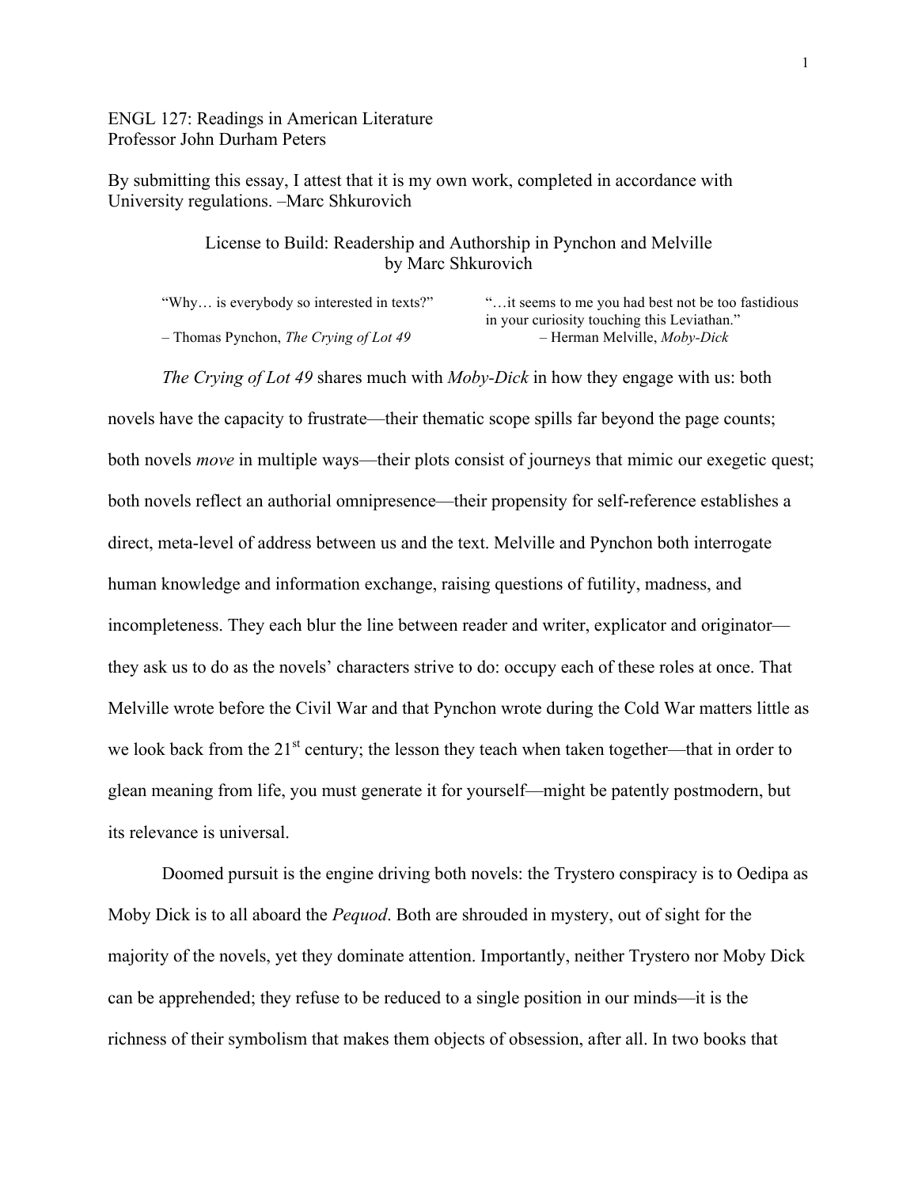ENGL 127: Readings in American Literature
Professor John Durham Peters

By submitting this essay, I attest that it is my own work, completed in accordance with University regulations. –Marc Shkurovich

## License to Build: Readership and Authorship in Pynchon and Melville
by Marc Shkurovich

> "Why… is everybody so interested in texts?"
> – Thomas Pynchon, *The Crying of Lot 49*

> "…it seems to me you had best not be too fastidious in your curiosity touching this Leviathan."
> – Herman Melville, *Moby-Dick*

*The Crying of Lot 49* shares much with *Moby-Dick* in how they engage with us: both novels have the capacity to frustrate—their thematic scope spills far beyond the page counts; both novels *move* in multiple ways—their plots consist of journeys that mimic our exegetic quest; both novels reflect an authorial omnipresence—their propensity for self-reference establishes a direct, meta-level of address between us and the text. Melville and Pynchon both interrogate human knowledge and information exchange, raising questions of futility, madness, and incompleteness. They each blur the line between reader and writer, explicator and originator—they ask us to do as the novels' characters strive to do: occupy each of these roles at once. That Melville wrote before the Civil War and that Pynchon wrote during the Cold War matters little as we look back from the 21st century; the lesson they teach when taken together—that in order to glean meaning from life, you must generate it for yourself—might be patently postmodern, but its relevance is universal.

Doomed pursuit is the engine driving both novels: the Trystero conspiracy is to Oedipa as Moby Dick is to all aboard the *Pequod*. Both are shrouded in mystery, out of sight for the majority of the novels, yet they dominate attention. Importantly, neither Trystero nor Moby Dick can be apprehended; they refuse to be reduced to a single position in our minds—it is the richness of their symbolism that makes them objects of obsession, after all. In two books that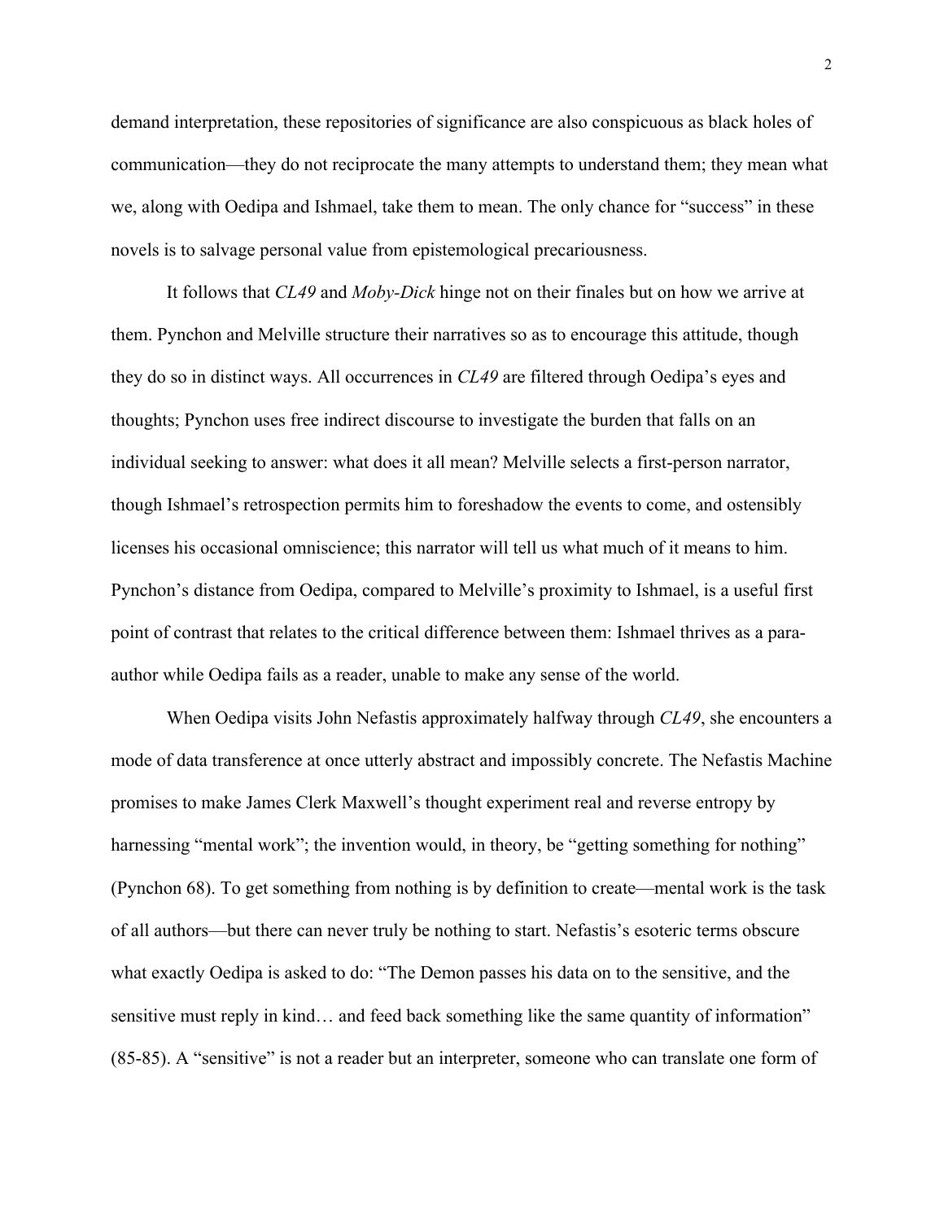demand interpretation, these repositories of significance are also conspicuous as black holes of communication—they do not reciprocate the many attempts to understand them; they mean what we, along with Oedipa and Ishmael, take them to mean. The only chance for "success" in these novels is to salvage personal value from epistemological precariousness.

It follows that *CL49* and *Moby-Dick* hinge not on their finales but on how we arrive at them. Pynchon and Melville structure their narratives so as to encourage this attitude, though they do so in distinct ways. All occurrences in *CL49* are filtered through Oedipa's eyes and thoughts; Pynchon uses free indirect discourse to investigate the burden that falls on an individual seeking to answer: what does it all mean? Melville selects a first-person narrator, though Ishmael's retrospection permits him to foreshadow the events to come, and ostensibly licenses his occasional omniscience; this narrator will tell us what much of it means to him. Pynchon's distance from Oedipa, compared to Melville's proximity to Ishmael, is a useful first point of contrast that relates to the critical difference between them: Ishmael thrives as a para-author while Oedipa fails as a reader, unable to make any sense of the world.

When Oedipa visits John Nefastis approximately halfway through *CL49*, she encounters a mode of data transference at once utterly abstract and impossibly concrete. The Nefastis Machine promises to make James Clerk Maxwell's thought experiment real and reverse entropy by harnessing "mental work"; the invention would, in theory, be "getting something for nothing" (Pynchon 68). To get something from nothing is by definition to create—mental work is the task of all authors—but there can never truly be nothing to start. Nefastis's esoteric terms obscure what exactly Oedipa is asked to do: "The Demon passes his data on to the sensitive, and the sensitive must reply in kind… and feed back something like the same quantity of information" (85-85). A "sensitive" is not a reader but an interpreter, someone who can translate one form of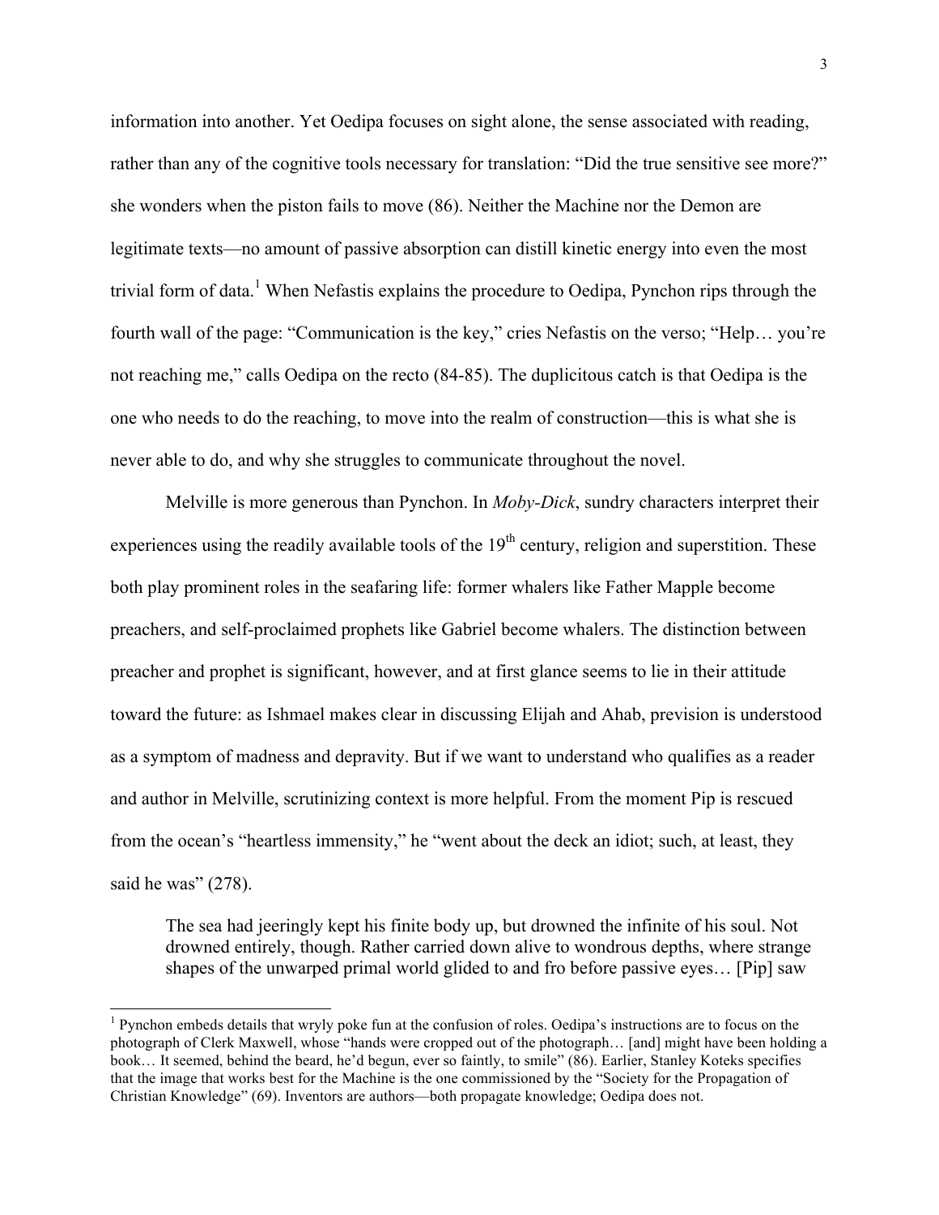information into another. Yet Oedipa focuses on sight alone, the sense associated with reading, rather than any of the cognitive tools necessary for translation: “Did the true sensitive see more?” she wonders when the piston fails to move (86). Neither the Machine nor the Demon are legitimate texts—no amount of passive absorption can distill kinetic energy into even the most trivial form of data.[1] When Nefastis explains the procedure to Oedipa, Pynchon rips through the fourth wall of the page: “Communication is the key,” cries Nefastis on the verso; “Help… you’re not reaching me,” calls Oedipa on the recto (84-85). The duplicitous catch is that Oedipa is the one who needs to do the reaching, to move into the realm of construction—this is what she is never able to do, and why she struggles to communicate throughout the novel.

Melville is more generous than Pynchon. In *Moby-Dick*, sundry characters interpret their experiences using the readily available tools of the 19th century, religion and superstition. These both play prominent roles in the seafaring life: former whalers like Father Mapple become preachers, and self-proclaimed prophets like Gabriel become whalers. The distinction between preacher and prophet is significant, however, and at first glance seems to lie in their attitude toward the future: as Ishmael makes clear in discussing Elijah and Ahab, prevision is understood as a symptom of madness and depravity. But if we want to understand who qualifies as a reader and author in Melville, scrutinizing context is more helpful. From the moment Pip is rescued from the ocean’s “heartless immensity,” he “went about the deck an idiot; such, at least, they said he was” (278).

> The sea had jeeringly kept his finite body up, but drowned the infinite of his soul. Not drowned entirely, though. Rather carried down alive to wondrous depths, where strange shapes of the unwarped primal world glided to and fro before passive eyes… [Pip] saw

---

[1] Pynchon embeds details that wryly poke fun at the confusion of roles. Oedipa’s instructions are to focus on the photograph of Clerk Maxwell, whose “hands were cropped out of the photograph… [and] might have been holding a book… It seemed, behind the beard, he’d begun, ever so faintly, to smile” (86). Earlier, Stanley Koteks specifies that the image that works best for the Machine is the one commissioned by the “Society for the Propagation of Christian Knowledge” (69). Inventors are authors—both propagate knowledge; Oedipa does not.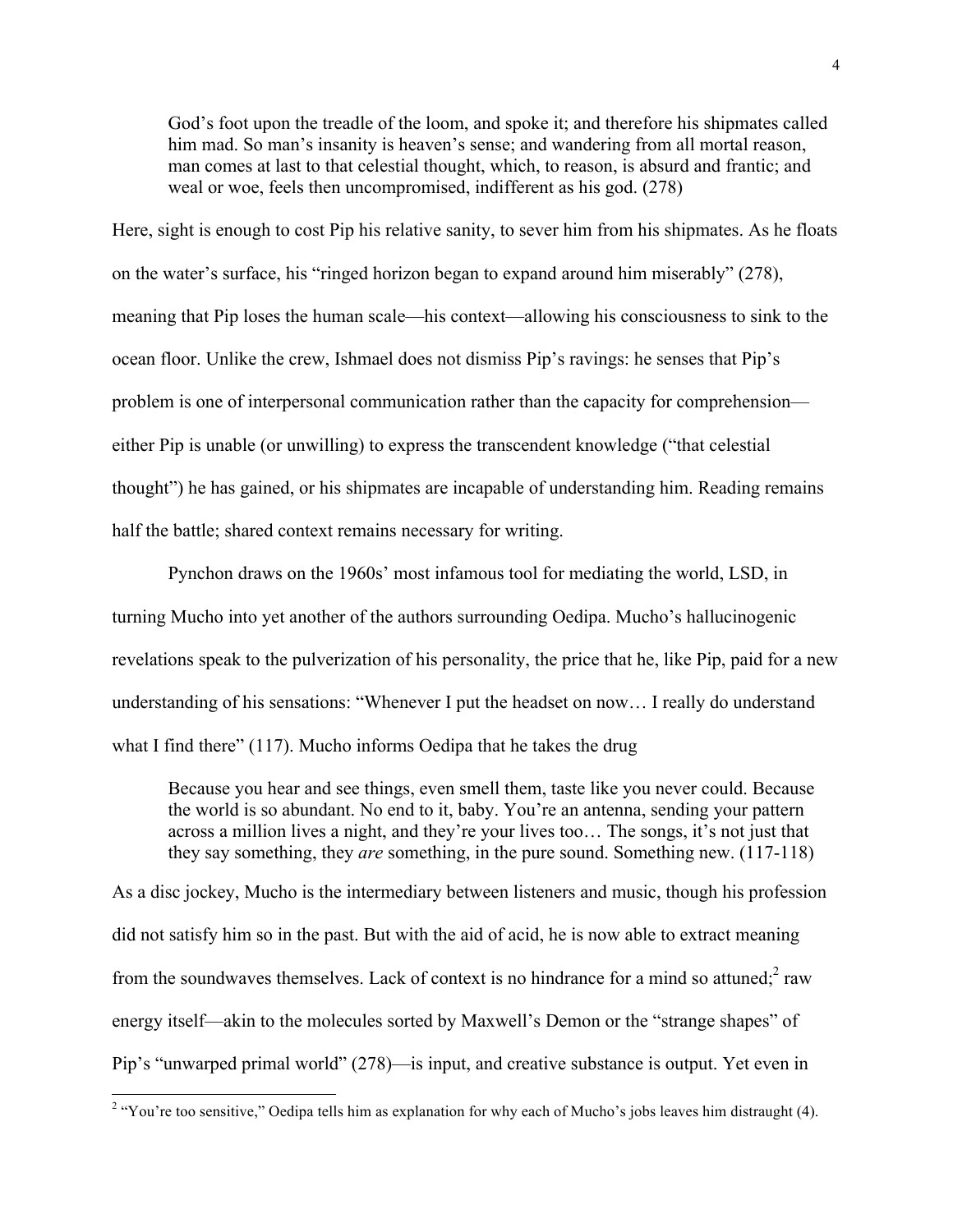> God's foot upon the treadle of the loom, and spoke it; and therefore his shipmates called him mad. So man's insanity is heaven's sense; and wandering from all mortal reason, man comes at last to that celestial thought, which, to reason, is absurd and frantic; and weal or woe, feels then uncompromised, indifferent as his god. (278)

Here, sight is enough to cost Pip his relative sanity, to sever him from his shipmates. As he floats on the water's surface, his "ringed horizon began to expand around him miserably" (278), meaning that Pip loses the human scale—his context—allowing his consciousness to sink to the ocean floor. Unlike the crew, Ishmael does not dismiss Pip's ravings: he senses that Pip's problem is one of interpersonal communication rather than the capacity for comprehension—either Pip is unable (or unwilling) to express the transcendent knowledge ("that celestial thought") he has gained, or his shipmates are incapable of understanding him. Reading remains half the battle; shared context remains necessary for writing.

Pynchon draws on the 1960s' most infamous tool for mediating the world, LSD, in turning Mucho into yet another of the authors surrounding Oedipa. Mucho's hallucinogenic revelations speak to the pulverization of his personality, the price that he, like Pip, paid for a new understanding of his sensations: "Whenever I put the headset on now… I really do understand what I find there" (117). Mucho informs Oedipa that he takes the drug

> Because you hear and see things, even smell them, taste like you never could. Because the world is so abundant. No end to it, baby. You're an antenna, sending your pattern across a million lives a night, and they're your lives too… The songs, it's not just that they say something, they *are* something, in the pure sound. Something new. (117-118)

As a disc jockey, Mucho is the intermediary between listeners and music, though his profession did not satisfy him so in the past. But with the aid of acid, he is now able to extract meaning from the soundwaves themselves. Lack of context is no hindrance for a mind so attuned;[2] raw energy itself—akin to the molecules sorted by Maxwell's Demon or the "strange shapes" of Pip's "unwarped primal world" (278)—is input, and creative substance is output. Yet even in

[2] "You're too sensitive," Oedipa tells him as explanation for why each of Mucho's jobs leaves him distraught (4).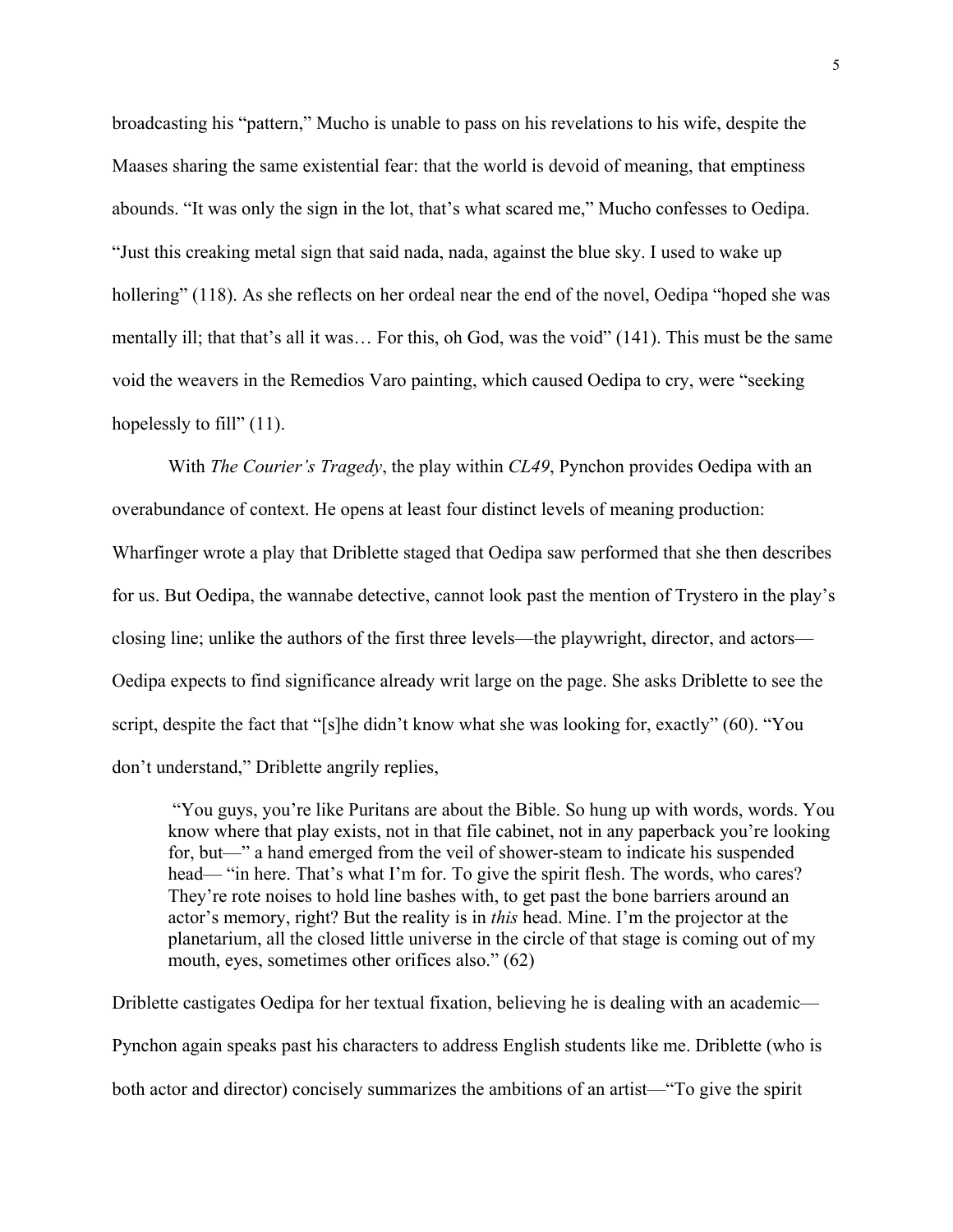broadcasting his "pattern," Mucho is unable to pass on his revelations to his wife, despite the Maases sharing the same existential fear: that the world is devoid of meaning, that emptiness abounds. "It was only the sign in the lot, that's what scared me," Mucho confesses to Oedipa. "Just this creaking metal sign that said nada, nada, against the blue sky. I used to wake up hollering" (118). As she reflects on her ordeal near the end of the novel, Oedipa "hoped she was mentally ill; that that's all it was… For this, oh God, was the void" (141). This must be the same void the weavers in the Remedios Varo painting, which caused Oedipa to cry, were "seeking hopelessly to fill" (11).

With *The Courier's Tragedy*, the play within *CL49*, Pynchon provides Oedipa with an overabundance of context. He opens at least four distinct levels of meaning production: Wharfinger wrote a play that Driblette staged that Oedipa saw performed that she then describes for us. But Oedipa, the wannabe detective, cannot look past the mention of Trystero in the play's closing line; unlike the authors of the first three levels—the playwright, director, and actors—Oedipa expects to find significance already writ large on the page. She asks Driblette to see the script, despite the fact that "[s]he didn't know what she was looking for, exactly" (60). "You don't understand," Driblette angrily replies,

> "You guys, you're like Puritans are about the Bible. So hung up with words, words. You know where that play exists, not in that file cabinet, not in any paperback you're looking for, but—" a hand emerged from the veil of shower-steam to indicate his suspended head— "in here. That's what I'm for. To give the spirit flesh. The words, who cares? They're rote noises to hold line bashes with, to get past the bone barriers around an actor's memory, right? But the reality is in *this* head. Mine. I'm the projector at the planetarium, all the closed little universe in the circle of that stage is coming out of my mouth, eyes, sometimes other orifices also." (62)

Driblette castigates Oedipa for her textual fixation, believing he is dealing with an academic—Pynchon again speaks past his characters to address English students like me. Driblette (who is both actor and director) concisely summarizes the ambitions of an artist—"To give the spirit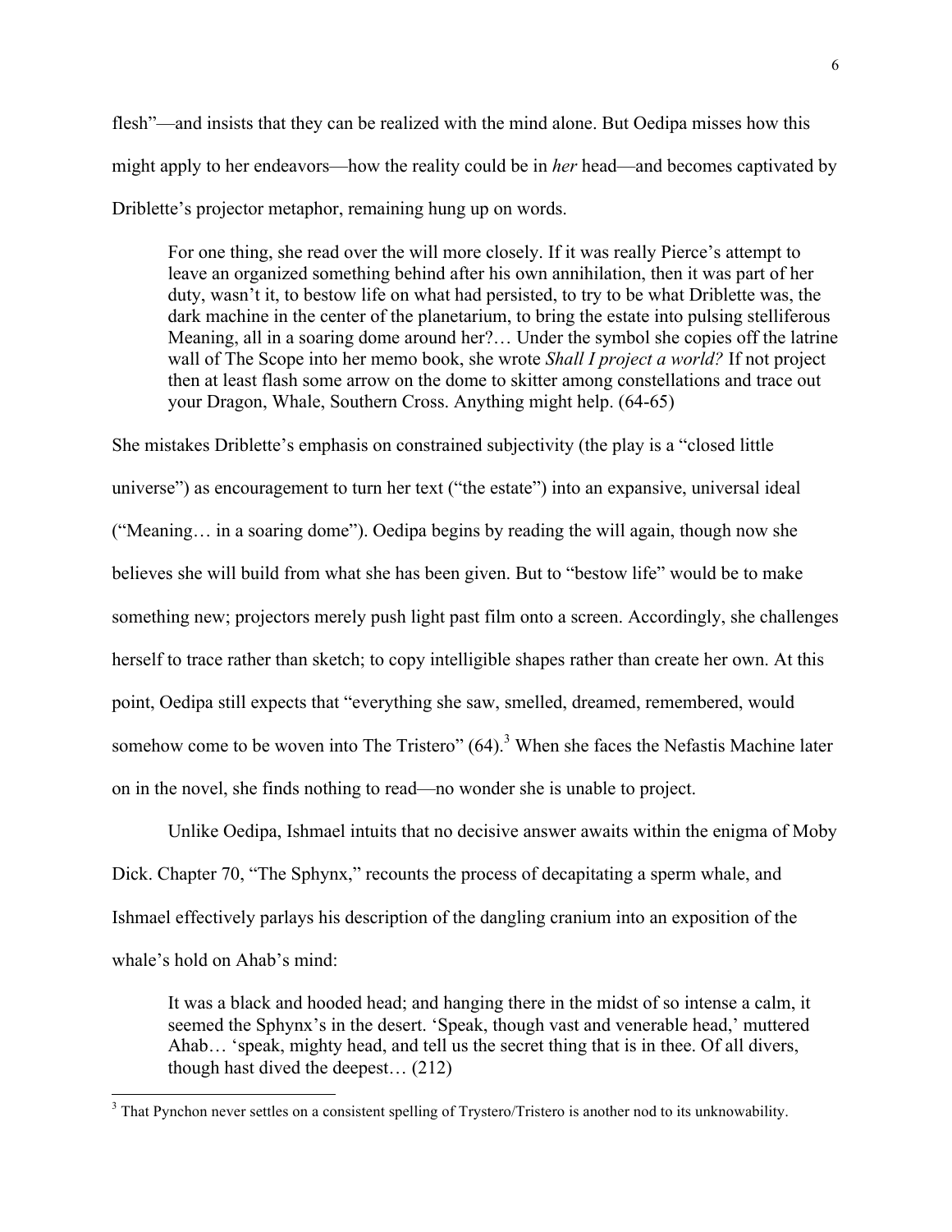flesh"—and insists that they can be realized with the mind alone. But Oedipa misses how this might apply to her endeavors—how the reality could be in *her* head—and becomes captivated by Driblette's projector metaphor, remaining hung up on words.

> For one thing, she read over the will more closely. If it was really Pierce's attempt to leave an organized something behind after his own annihilation, then it was part of her duty, wasn't it, to bestow life on what had persisted, to try to be what Driblette was, the dark machine in the center of the planetarium, to bring the estate into pulsing stelliferous Meaning, all in a soaring dome around her?… Under the symbol she copies off the latrine wall of The Scope into her memo book, she wrote *Shall I project a world?* If not project then at least flash some arrow on the dome to skitter among constellations and trace out your Dragon, Whale, Southern Cross. Anything might help. (64-65)

She mistakes Driblette's emphasis on constrained subjectivity (the play is a "closed little universe") as encouragement to turn her text ("the estate") into an expansive, universal ideal ("Meaning… in a soaring dome"). Oedipa begins by reading the will again, though now she believes she will build from what she has been given. But to "bestow life" would be to make something new; projectors merely push light past film onto a screen. Accordingly, she challenges herself to trace rather than sketch; to copy intelligible shapes rather than create her own. At this point, Oedipa still expects that "everything she saw, smelled, dreamed, remembered, would somehow come to be woven into The Tristero" (64).[3] When she faces the Nefastis Machine later on in the novel, she finds nothing to read—no wonder she is unable to project.

Unlike Oedipa, Ishmael intuits that no decisive answer awaits within the enigma of Moby Dick. Chapter 70, "The Sphynx," recounts the process of decapitating a sperm whale, and Ishmael effectively parlays his description of the dangling cranium into an exposition of the whale's hold on Ahab's mind:

> It was a black and hooded head; and hanging there in the midst of so intense a calm, it seemed the Sphynx's in the desert. 'Speak, though vast and venerable head,' muttered Ahab… 'speak, mighty head, and tell us the secret thing that is in thee. Of all divers, though hast dived the deepest… (212)

[3] That Pynchon never settles on a consistent spelling of Trystero/Tristero is another nod to its unknowability.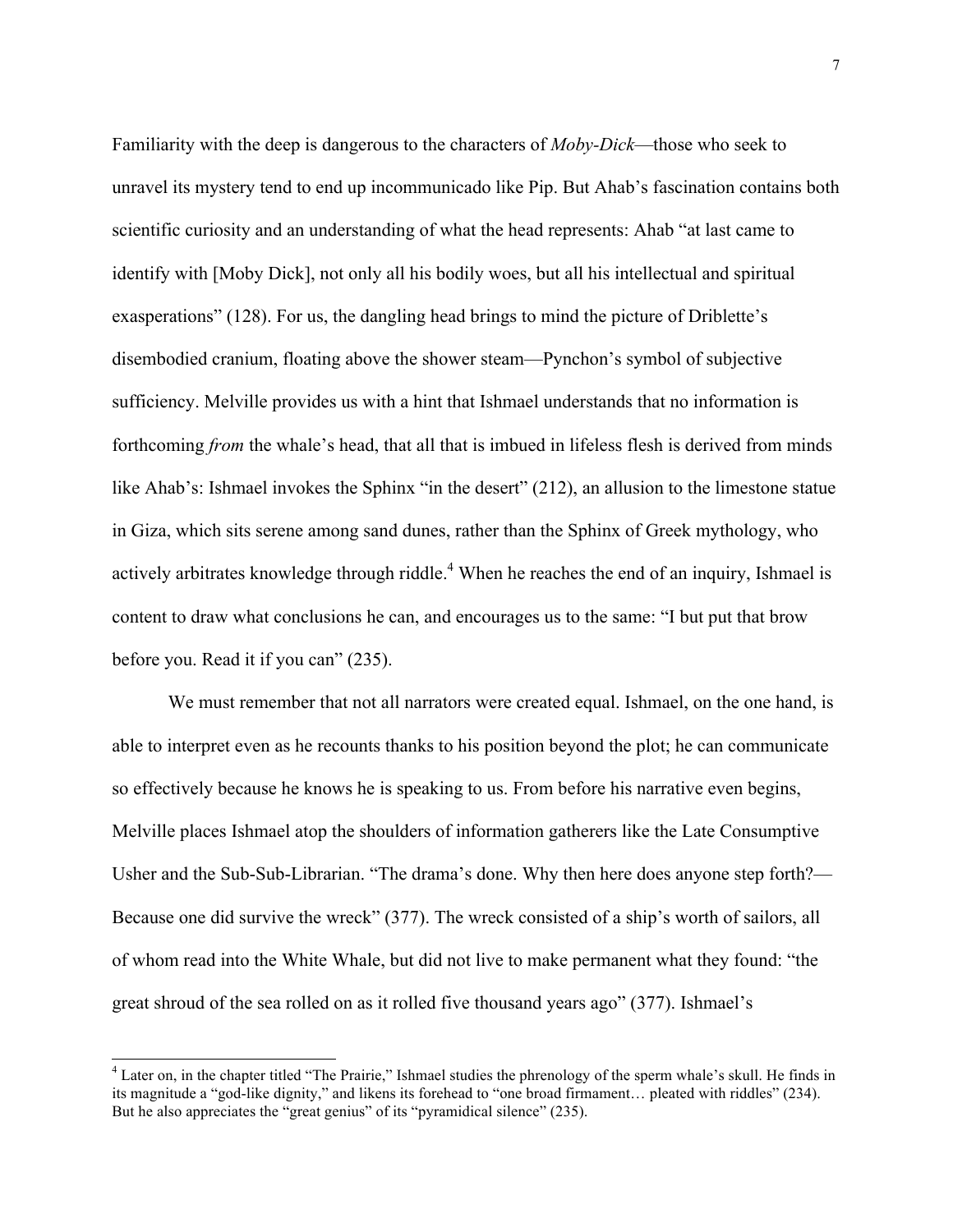Familiarity with the deep is dangerous to the characters of *Moby-Dick*—those who seek to unravel its mystery tend to end up incommunicado like Pip. But Ahab's fascination contains both scientific curiosity and an understanding of what the head represents: Ahab "at last came to identify with [Moby Dick], not only all his bodily woes, but all his intellectual and spiritual exasperations" (128). For us, the dangling head brings to mind the picture of Driblette's disembodied cranium, floating above the shower steam—Pynchon's symbol of subjective sufficiency. Melville provides us with a hint that Ishmael understands that no information is forthcoming *from* the whale's head, that all that is imbued in lifeless flesh is derived from minds like Ahab's: Ishmael invokes the Sphinx "in the desert" (212), an allusion to the limestone statue in Giza, which sits serene among sand dunes, rather than the Sphinx of Greek mythology, who actively arbitrates knowledge through riddle.[4] When he reaches the end of an inquiry, Ishmael is content to draw what conclusions he can, and encourages us to the same: "I but put that brow before you. Read it if you can" (235).

We must remember that not all narrators were created equal. Ishmael, on the one hand, is able to interpret even as he recounts thanks to his position beyond the plot; he can communicate so effectively because he knows he is speaking to us. From before his narrative even begins, Melville places Ishmael atop the shoulders of information gatherers like the Late Consumptive Usher and the Sub-Sub-Librarian. "The drama's done. Why then here does anyone step forth?—Because one did survive the wreck" (377). The wreck consisted of a ship's worth of sailors, all of whom read into the White Whale, but did not live to make permanent what they found: "the great shroud of the sea rolled on as it rolled five thousand years ago" (377). Ishmael's

---

[4] Later on, in the chapter titled "The Prairie," Ishmael studies the phrenology of the sperm whale's skull. He finds in its magnitude a "god-like dignity," and likens its forehead to "one broad firmament… pleated with riddles" (234). But he also appreciates the "great genius" of its "pyramidical silence" (235).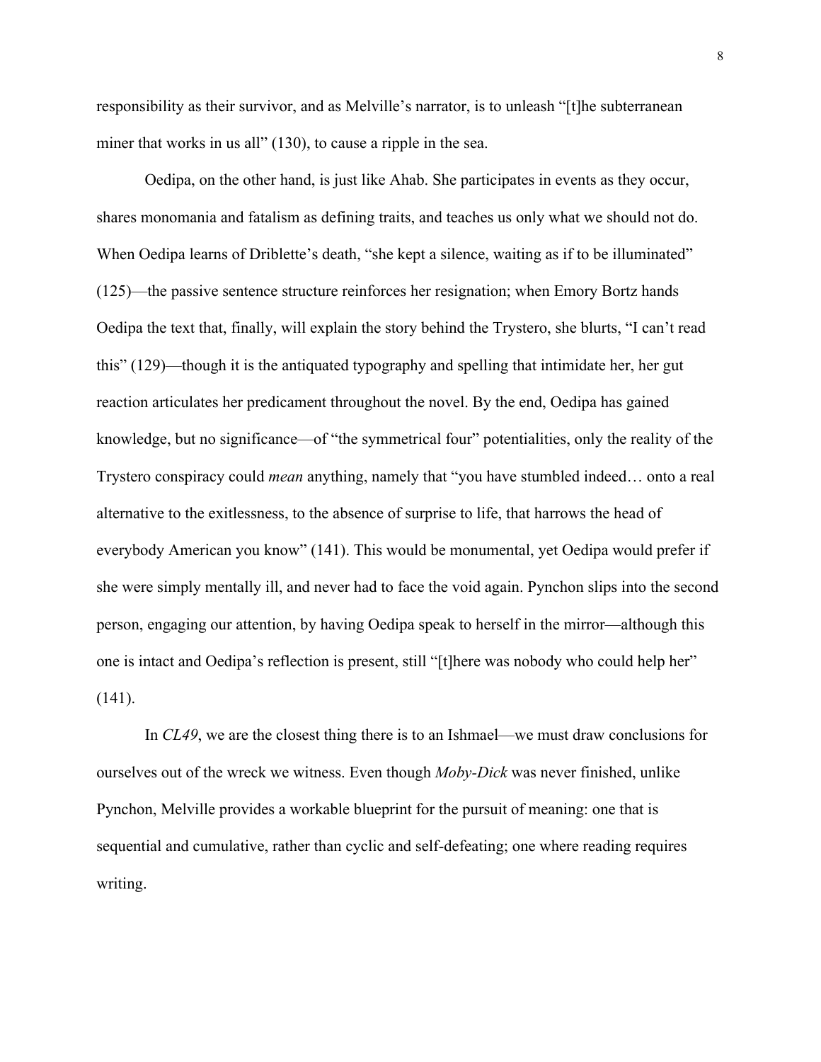responsibility as their survivor, and as Melville's narrator, is to unleash "[t]he subterranean miner that works in us all" (130), to cause a ripple in the sea.

Oedipa, on the other hand, is just like Ahab. She participates in events as they occur, shares monomania and fatalism as defining traits, and teaches us only what we should not do. When Oedipa learns of Driblette's death, "she kept a silence, waiting as if to be illuminated" (125)—the passive sentence structure reinforces her resignation; when Emory Bortz hands Oedipa the text that, finally, will explain the story behind the Trystero, she blurts, "I can't read this" (129)—though it is the antiquated typography and spelling that intimidate her, her gut reaction articulates her predicament throughout the novel. By the end, Oedipa has gained knowledge, but no significance—of "the symmetrical four" potentialities, only the reality of the Trystero conspiracy could *mean* anything, namely that "you have stumbled indeed… onto a real alternative to the exitlessness, to the absence of surprise to life, that harrows the head of everybody American you know" (141). This would be monumental, yet Oedipa would prefer if she were simply mentally ill, and never had to face the void again. Pynchon slips into the second person, engaging our attention, by having Oedipa speak to herself in the mirror—although this one is intact and Oedipa's reflection is present, still "[t]here was nobody who could help her" (141).

In *CL49*, we are the closest thing there is to an Ishmael—we must draw conclusions for ourselves out of the wreck we witness. Even though *Moby-Dick* was never finished, unlike Pynchon, Melville provides a workable blueprint for the pursuit of meaning: one that is sequential and cumulative, rather than cyclic and self-defeating; one where reading requires writing.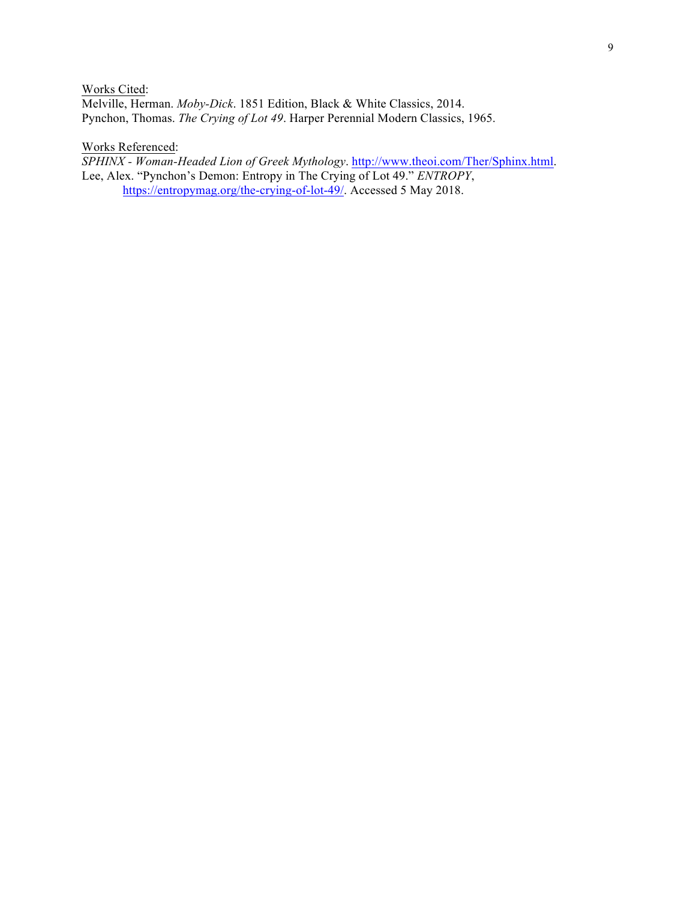<u>Works Cited</u>:

Melville, Herman. *Moby-Dick*. 1851 Edition, Black & White Classics, 2014.

Pynchon, Thomas. *The Crying of Lot 49*. Harper Perennial Modern Classics, 1965.

<u>Works Referenced</u>:

*SPHINX - Woman-Headed Lion of Greek Mythology*. http://www.theoi.com/Ther/Sphinx.html.

Lee, Alex. "Pynchon's Demon: Entropy in The Crying of Lot 49." *ENTROPY*, https://entropymag.org/the-crying-of-lot-49/. Accessed 5 May 2018.